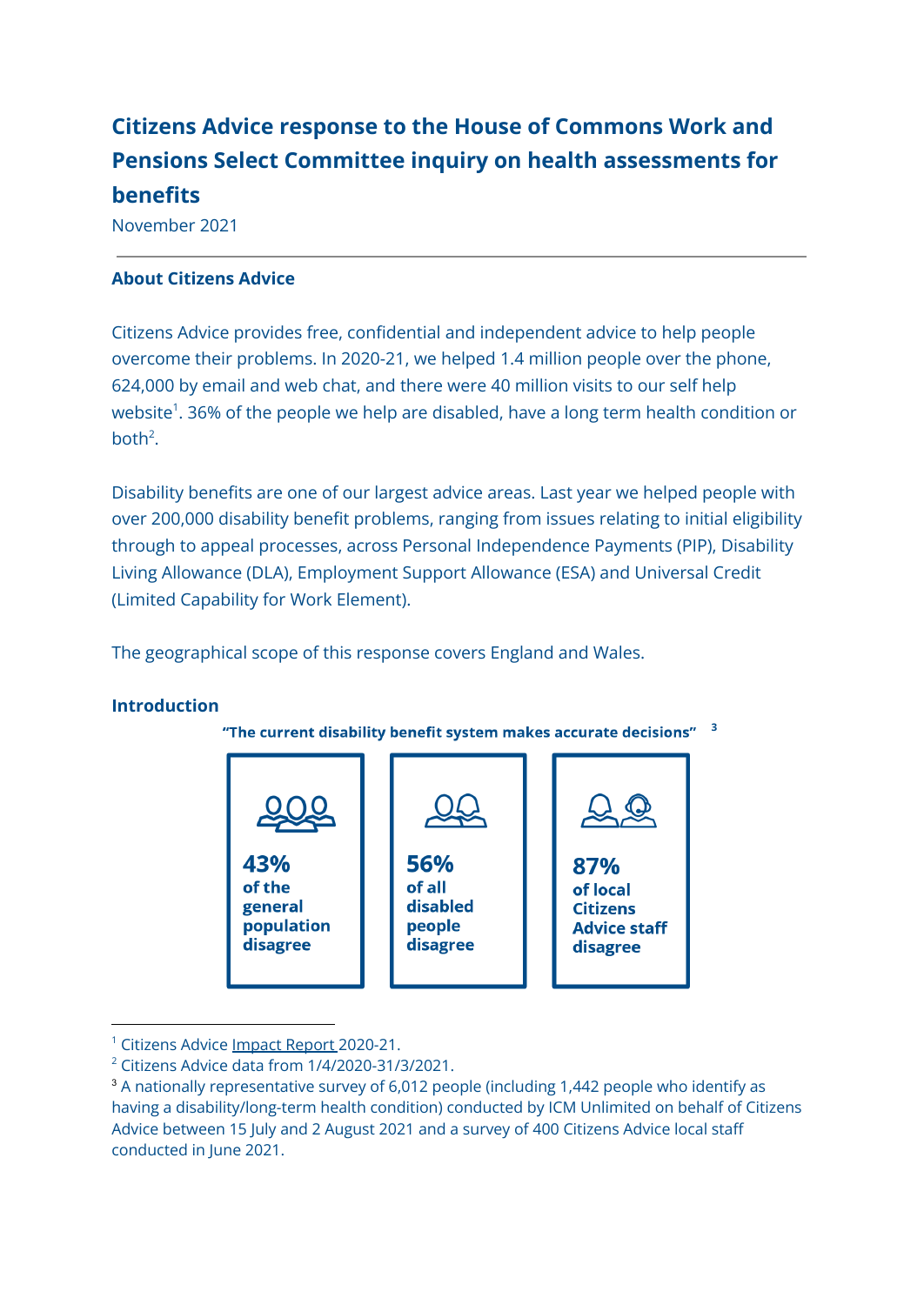# Citizens Advice response to the House of Commons Work and Pensions Select Committee inquiry on health assessments for benefits

November 2021

---

### About Citizens Advice

Citizens Advice provides free, confidential and independent advice to help people overcome their problems. In 2020-21, we helped 1.4 million people over the phone, 624,000 by email and web chat, and there were 40 million visits to our self help website[1]. 36% of the people we help are disabled, have a long term health condition or both[2].

Disability benefits are one of our largest advice areas. Last year we helped people with over 200,000 disability benefit problems, ranging from issues relating to initial eligibility through to appeal processes, across Personal Independence Payments (PIP), Disability Living Allowance (DLA), Employment Support Allowance (ESA) and Universal Credit (Limited Capability for Work Element).

The geographical scope of this response covers England and Wales.

### Introduction

**"The current disability benefit system makes accurate decisions"** [3]

**43%** **of the general population disagree**

**56%** **of all disabled people disagree**

**87%** **of local Citizens Advice staff disagree**

---

[1] Citizens Advice Impact Report 2020-21.

[2] Citizens Advice data from 1/4/2020-31/3/2021.

[3] A nationally representative survey of 6,012 people (including 1,442 people who identify as having a disability/long-term health condition) conducted by ICM Unlimited on behalf of Citizens Advice between 15 July and 2 August 2021 and a survey of 400 Citizens Advice local staff conducted in June 2021.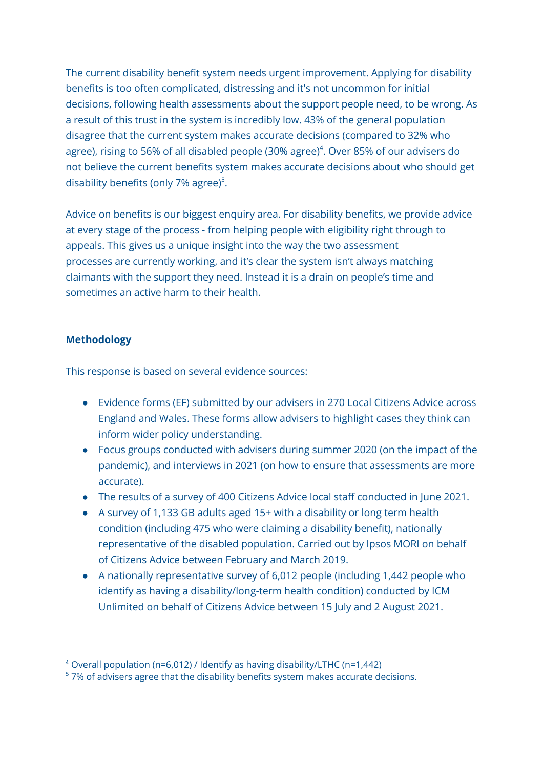The current disability benefit system needs urgent improvement. Applying for disability benefits is too often complicated, distressing and it's not uncommon for initial decisions, following health assessments about the support people need, to be wrong. As a result of this trust in the system is incredibly low. 43% of the general population disagree that the current system makes accurate decisions (compared to 32% who agree), rising to 56% of all disabled people (30% agree)[4]. Over 85% of our advisers do not believe the current benefits system makes accurate decisions about who should get disability benefits (only 7% agree)[5].

Advice on benefits is our biggest enquiry area. For disability benefits, we provide advice at every stage of the process - from helping people with eligibility right through to appeals. This gives us a unique insight into the way the two assessment processes are currently working, and it's clear the system isn't always matching claimants with the support they need. Instead it is a drain on people's time and sometimes an active harm to their health.

## Methodology

This response is based on several evidence sources:

- Evidence forms (EF) submitted by our advisers in 270 Local Citizens Advice across England and Wales. These forms allow advisers to highlight cases they think can inform wider policy understanding.
- Focus groups conducted with advisers during summer 2020 (on the impact of the pandemic), and interviews in 2021 (on how to ensure that assessments are more accurate).
- The results of a survey of 400 Citizens Advice local staff conducted in June 2021.
- A survey of 1,133 GB adults aged 15+ with a disability or long term health condition (including 475 who were claiming a disability benefit), nationally representative of the disabled population. Carried out by Ipsos MORI on behalf of Citizens Advice between February and March 2019.
- A nationally representative survey of 6,012 people (including 1,442 people who identify as having a disability/long-term health condition) conducted by ICM Unlimited on behalf of Citizens Advice between 15 July and 2 August 2021.

---

[4] Overall population (n=6,012) / Identify as having disability/LTHC (n=1,442)

[5] 7% of advisers agree that the disability benefits system makes accurate decisions.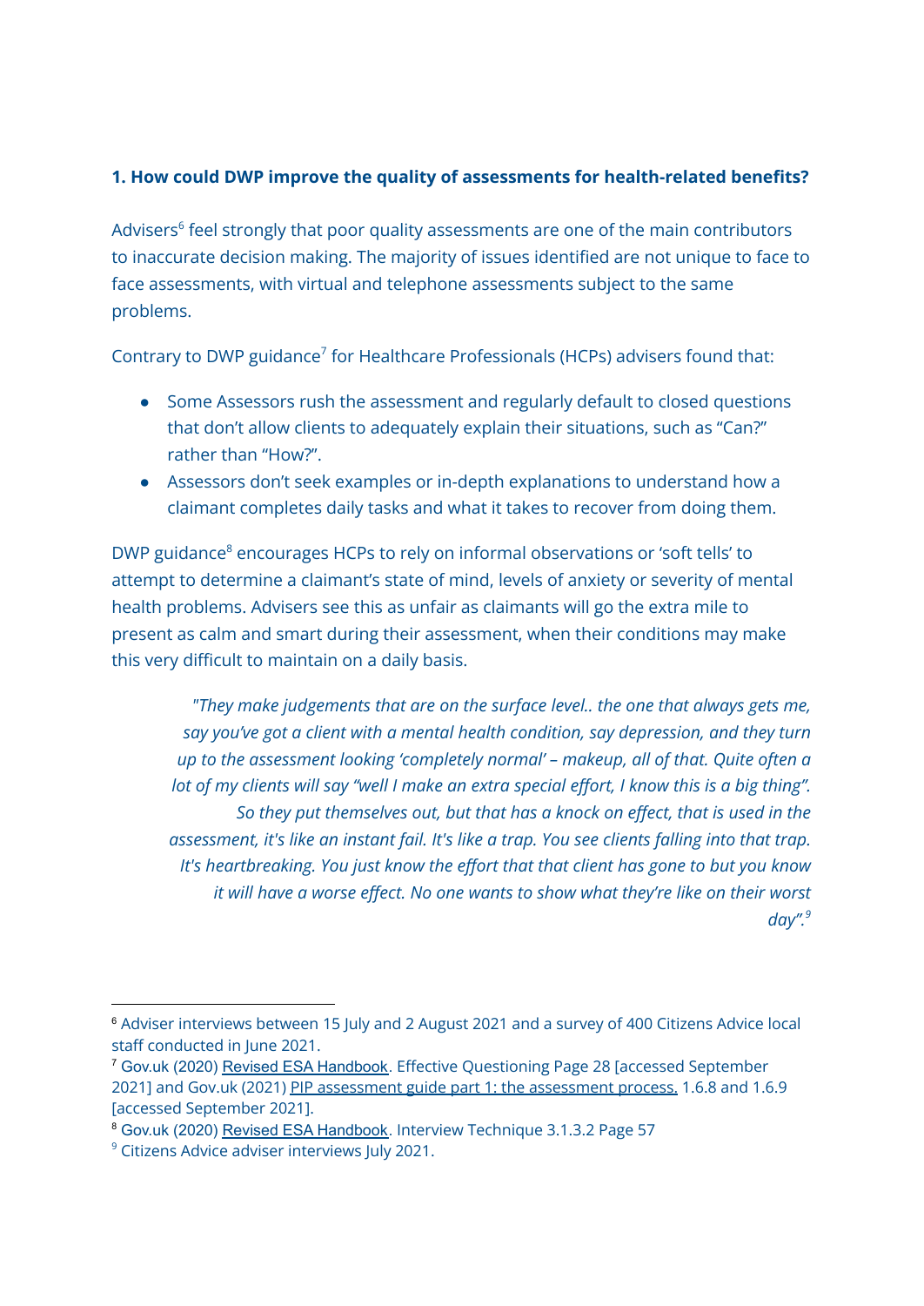### 1. How could DWP improve the quality of assessments for health-related benefits?

Advisers[6] feel strongly that poor quality assessments are one of the main contributors to inaccurate decision making. The majority of issues identified are not unique to face to face assessments, with virtual and telephone assessments subject to the same problems.

Contrary to DWP guidance[7] for Healthcare Professionals (HCPs) advisers found that:

- Some Assessors rush the assessment and regularly default to closed questions that don't allow clients to adequately explain their situations, such as "Can?" rather than "How?".
- Assessors don't seek examples or in-depth explanations to understand how a claimant completes daily tasks and what it takes to recover from doing them.

DWP guidance[8] encourages HCPs to rely on informal observations or 'soft tells' to attempt to determine a claimant's state of mind, levels of anxiety or severity of mental health problems. Advisers see this as unfair as claimants will go the extra mile to present as calm and smart during their assessment, when their conditions may make this very difficult to maintain on a daily basis.

> *"They make judgements that are on the surface level.. the one that always gets me, say you've got a client with a mental health condition, say depression, and they turn up to the assessment looking 'completely normal' – makeup, all of that. Quite often a lot of my clients will say "well I make an extra special effort, I know this is a big thing". So they put themselves out, but that has a knock on effect, that is used in the assessment, it's like an instant fail. It's like a trap. You see clients falling into that trap. It's heartbreaking. You just know the effort that that client has gone to but you know it will have a worse effect. No one wants to show what they're like on their worst day".*[9]

---

[6] Adviser interviews between 15 July and 2 August 2021 and a survey of 400 Citizens Advice local staff conducted in June 2021.

[7] Gov.uk (2020) Revised ESA Handbook. Effective Questioning Page 28 [accessed September 2021] and Gov.uk (2021) PIP assessment guide part 1: the assessment process. 1.6.8 and 1.6.9 [accessed September 2021].

[8] Gov.uk (2020) Revised ESA Handbook. Interview Technique 3.1.3.2 Page 57

[9] Citizens Advice adviser interviews July 2021.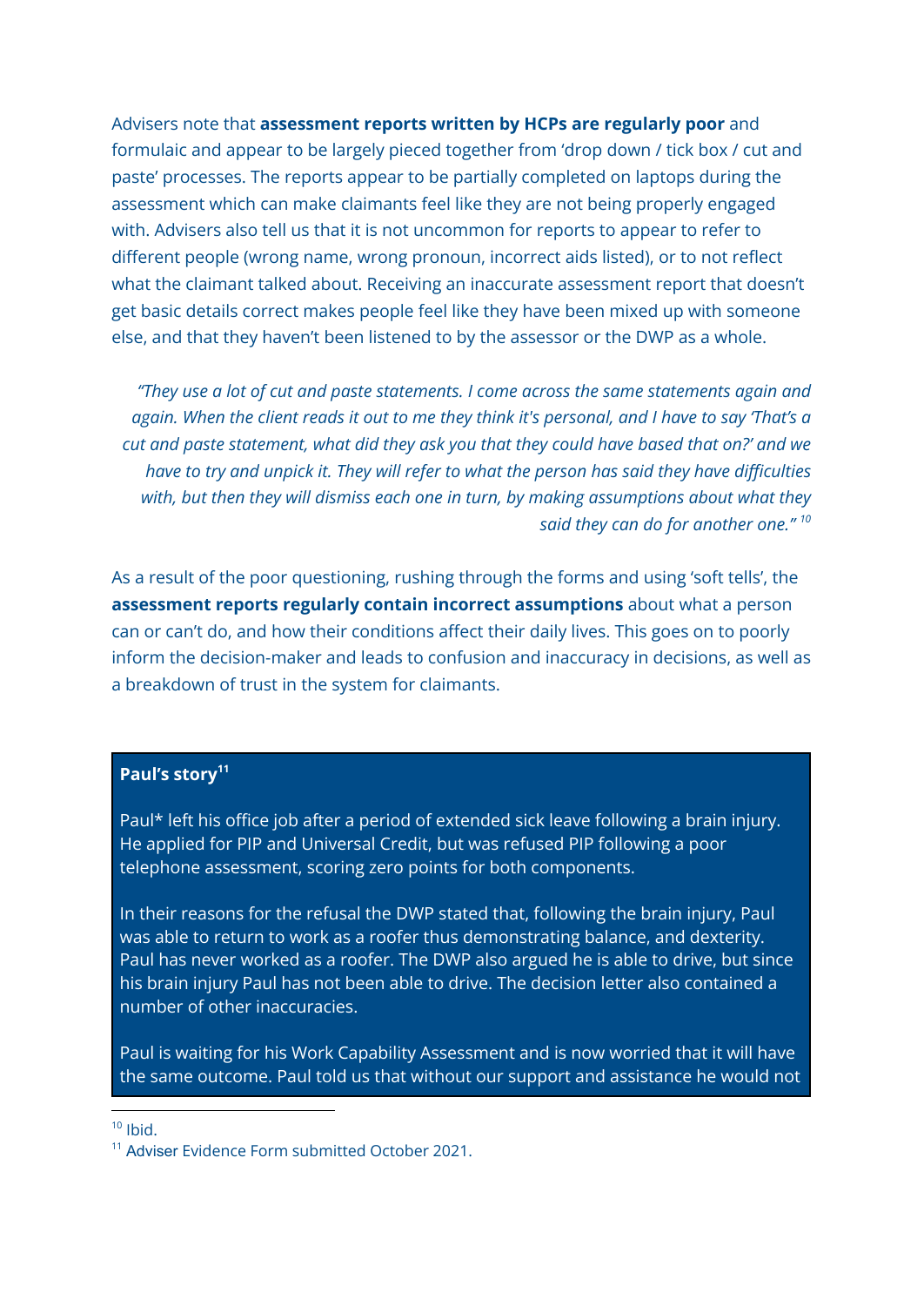Advisers note that **assessment reports written by HCPs are regularly poor** and formulaic and appear to be largely pieced together from 'drop down / tick box / cut and paste' processes. The reports appear to be partially completed on laptops during the assessment which can make claimants feel like they are not being properly engaged with. Advisers also tell us that it is not uncommon for reports to appear to refer to different people (wrong name, wrong pronoun, incorrect aids listed), or to not reflect what the claimant talked about. Receiving an inaccurate assessment report that doesn't get basic details correct makes people feel like they have been mixed up with someone else, and that they haven't been listened to by the assessor or the DWP as a whole.

> *"They use a lot of cut and paste statements. I come across the same statements again and again. When the client reads it out to me they think it's personal, and I have to say 'That's a cut and paste statement, what did they ask you that they could have based that on?' and we have to try and unpick it. They will refer to what the person has said they have difficulties with, but then they will dismiss each one in turn, by making assumptions about what they said they can do for another one."* [10]

As a result of the poor questioning, rushing through the forms and using 'soft tells', the **assessment reports regularly contain incorrect assumptions** about what a person can or can't do, and how their conditions affect their daily lives. This goes on to poorly inform the decision-maker and leads to confusion and inaccuracy in decisions, as well as a breakdown of trust in the system for claimants.

**Paul's story**[11]

Paul* left his office job after a period of extended sick leave following a brain injury. He applied for PIP and Universal Credit, but was refused PIP following a poor telephone assessment, scoring zero points for both components.

In their reasons for the refusal the DWP stated that, following the brain injury, Paul was able to return to work as a roofer thus demonstrating balance, and dexterity. Paul has never worked as a roofer. The DWP also argued he is able to drive, but since his brain injury Paul has not been able to drive. The decision letter also contained a number of other inaccuracies.

Paul is waiting for his Work Capability Assessment and is now worried that it will have the same outcome. Paul told us that without our support and assistance he would not

---

[10] Ibid.

[11] Adviser Evidence Form submitted October 2021.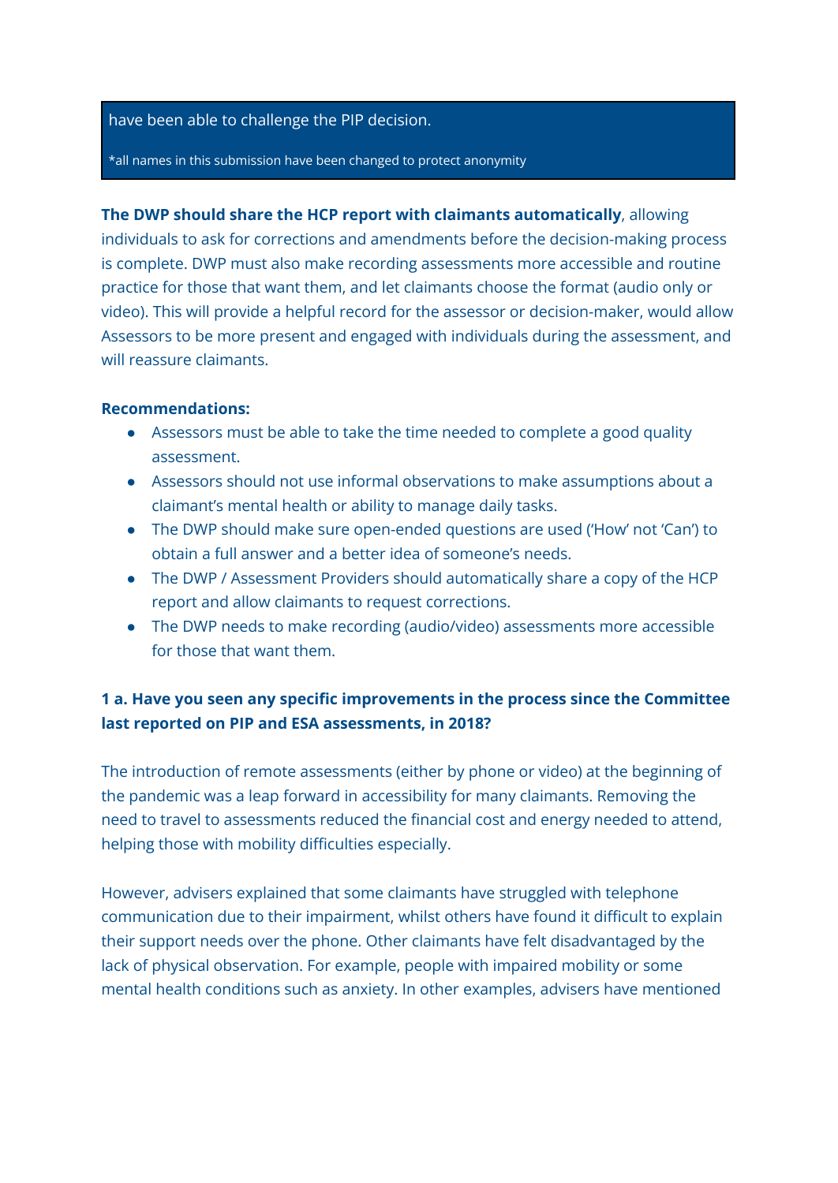> have been able to challenge the PIP decision.
>
> *all names in this submission have been changed to protect anonymity

**The DWP should share the HCP report with claimants automatically**, allowing individuals to ask for corrections and amendments before the decision-making process is complete. DWP must also make recording assessments more accessible and routine practice for those that want them, and let claimants choose the format (audio only or video). This will provide a helpful record for the assessor or decision-maker, would allow Assessors to be more present and engaged with individuals during the assessment, and will reassure claimants.

**Recommendations:**

- Assessors must be able to take the time needed to complete a good quality assessment.
- Assessors should not use informal observations to make assumptions about a claimant's mental health or ability to manage daily tasks.
- The DWP should make sure open-ended questions are used ('How' not 'Can') to obtain a full answer and a better idea of someone's needs.
- The DWP / Assessment Providers should automatically share a copy of the HCP report and allow claimants to request corrections.
- The DWP needs to make recording (audio/video) assessments more accessible for those that want them.

**1 a. Have you seen any specific improvements in the process since the Committee last reported on PIP and ESA assessments, in 2018?**

The introduction of remote assessments (either by phone or video) at the beginning of the pandemic was a leap forward in accessibility for many claimants. Removing the need to travel to assessments reduced the financial cost and energy needed to attend, helping those with mobility difficulties especially.

However, advisers explained that some claimants have struggled with telephone communication due to their impairment, whilst others have found it difficult to explain their support needs over the phone. Other claimants have felt disadvantaged by the lack of physical observation. For example, people with impaired mobility or some mental health conditions such as anxiety. In other examples, advisers have mentioned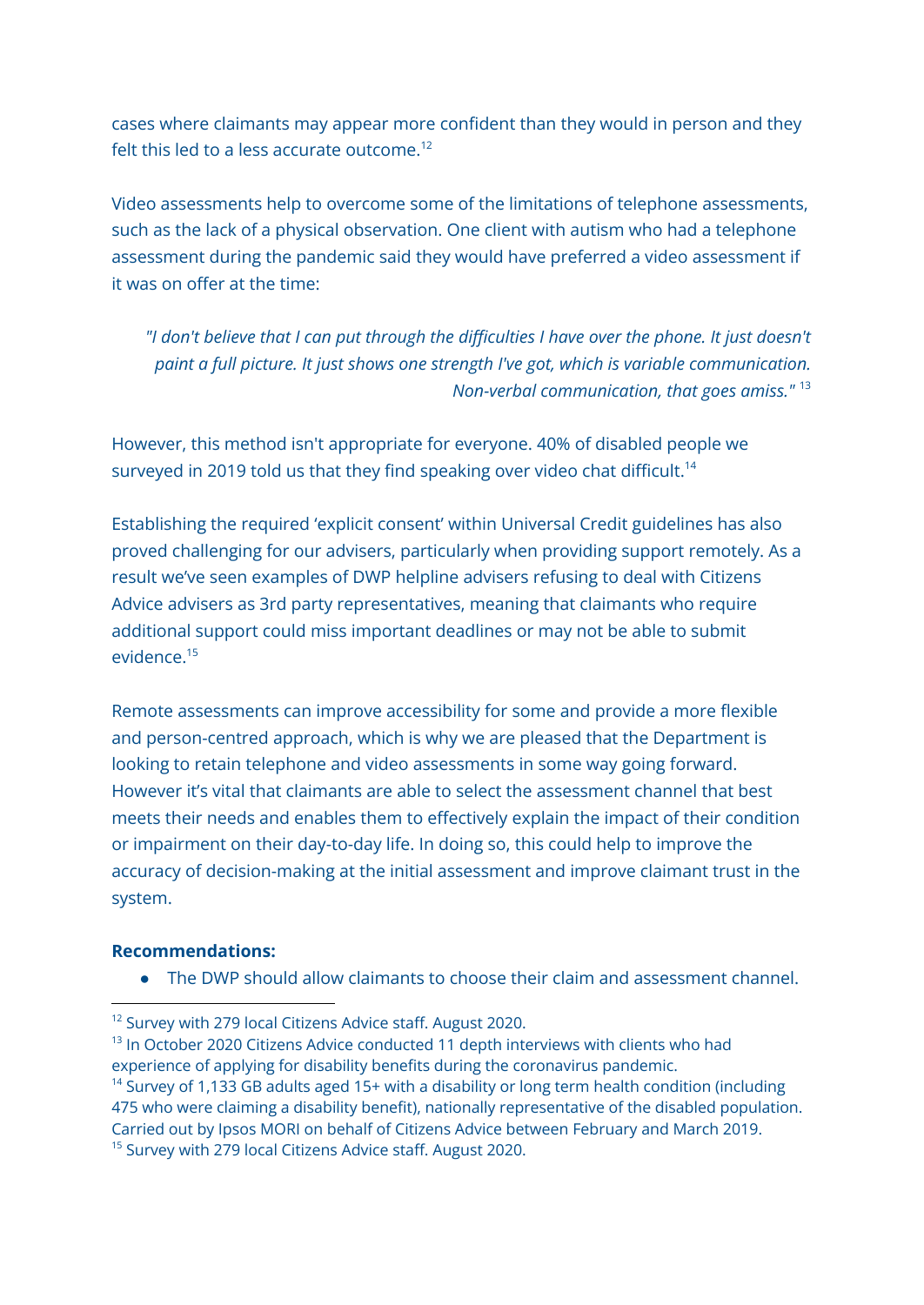cases where claimants may appear more confident than they would in person and they felt this led to a less accurate outcome.[12]

Video assessments help to overcome some of the limitations of telephone assessments, such as the lack of a physical observation. One client with autism who had a telephone assessment during the pandemic said they would have preferred a video assessment if it was on offer at the time:

> *"I don't believe that I can put through the difficulties I have over the phone. It just doesn't paint a full picture. It just shows one strength I've got, which is variable communication. Non-verbal communication, that goes amiss."* [13]

However, this method isn't appropriate for everyone. 40% of disabled people we surveyed in 2019 told us that they find speaking over video chat difficult.[14]

Establishing the required 'explicit consent' within Universal Credit guidelines has also proved challenging for our advisers, particularly when providing support remotely. As a result we've seen examples of DWP helpline advisers refusing to deal with Citizens Advice advisers as 3rd party representatives, meaning that claimants who require additional support could miss important deadlines or may not be able to submit evidence.[15]

Remote assessments can improve accessibility for some and provide a more flexible and person-centred approach, which is why we are pleased that the Department is looking to retain telephone and video assessments in some way going forward. However it's vital that claimants are able to select the assessment channel that best meets their needs and enables them to effectively explain the impact of their condition or impairment on their day-to-day life. In doing so, this could help to improve the accuracy of decision-making at the initial assessment and improve claimant trust in the system.

**Recommendations:**

- The DWP should allow claimants to choose their claim and assessment channel.

---

[12] Survey with 279 local Citizens Advice staff. August 2020.

[13] In October 2020 Citizens Advice conducted 11 depth interviews with clients who had experience of applying for disability benefits during the coronavirus pandemic.

[14] Survey of 1,133 GB adults aged 15+ with a disability or long term health condition (including 475 who were claiming a disability benefit), nationally representative of the disabled population. Carried out by Ipsos MORI on behalf of Citizens Advice between February and March 2019.

[15] Survey with 279 local Citizens Advice staff. August 2020.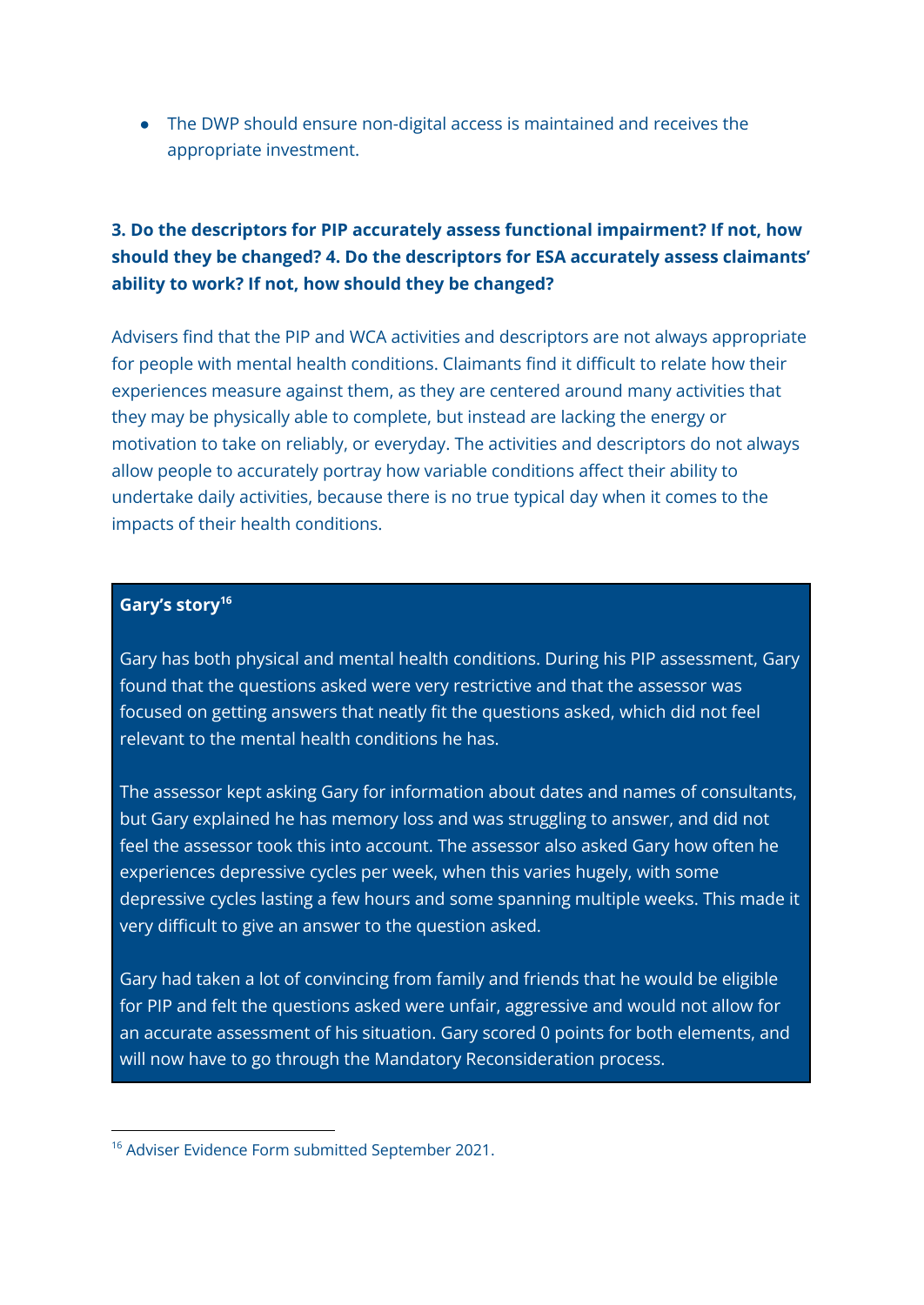- The DWP should ensure non-digital access is maintained and receives the appropriate investment.

### 3. Do the descriptors for PIP accurately assess functional impairment? If not, how should they be changed? 4. Do the descriptors for ESA accurately assess claimants' ability to work? If not, how should they be changed?

Advisers find that the PIP and WCA activities and descriptors are not always appropriate for people with mental health conditions. Claimants find it difficult to relate how their experiences measure against them, as they are centered around many activities that they may be physically able to complete, but instead are lacking the energy or motivation to take on reliably, or everyday. The activities and descriptors do not always allow people to accurately portray how variable conditions affect their ability to undertake daily activities, because there is no true typical day when it comes to the impacts of their health conditions.

**Gary's story**[16]

Gary has both physical and mental health conditions. During his PIP assessment, Gary found that the questions asked were very restrictive and that the assessor was focused on getting answers that neatly fit the questions asked, which did not feel relevant to the mental health conditions he has.

The assessor kept asking Gary for information about dates and names of consultants, but Gary explained he has memory loss and was struggling to answer, and did not feel the assessor took this into account. The assessor also asked Gary how often he experiences depressive cycles per week, when this varies hugely, with some depressive cycles lasting a few hours and some spanning multiple weeks. This made it very difficult to give an answer to the question asked.

Gary had taken a lot of convincing from family and friends that he would be eligible for PIP and felt the questions asked were unfair, aggressive and would not allow for an accurate assessment of his situation. Gary scored 0 points for both elements, and will now have to go through the Mandatory Reconsideration process.

---

[16] Adviser Evidence Form submitted September 2021.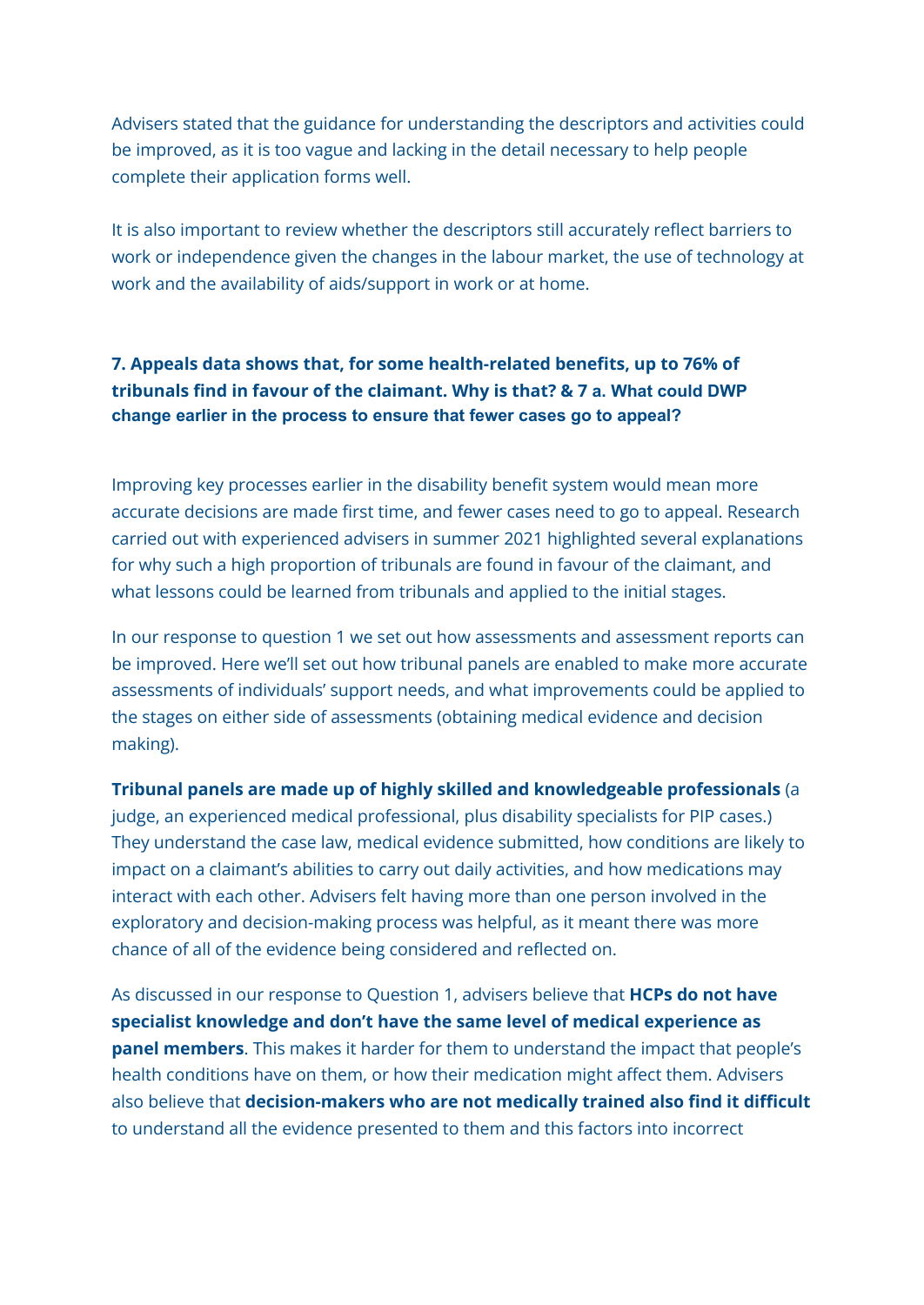Advisers stated that the guidance for understanding the descriptors and activities could be improved, as it is too vague and lacking in the detail necessary to help people complete their application forms well.

It is also important to review whether the descriptors still accurately reflect barriers to work or independence given the changes in the labour market, the use of technology at work and the availability of aids/support in work or at home.

### 7. Appeals data shows that, for some health-related benefits, up to 76% of tribunals find in favour of the claimant. Why is that? & 7 a. What could DWP change earlier in the process to ensure that fewer cases go to appeal?

Improving key processes earlier in the disability benefit system would mean more accurate decisions are made first time, and fewer cases need to go to appeal. Research carried out with experienced advisers in summer 2021 highlighted several explanations for why such a high proportion of tribunals are found in favour of the claimant, and what lessons could be learned from tribunals and applied to the initial stages.

In our response to question 1 we set out how assessments and assessment reports can be improved. Here we'll set out how tribunal panels are enabled to make more accurate assessments of individuals' support needs, and what improvements could be applied to the stages on either side of assessments (obtaining medical evidence and decision making).

**Tribunal panels are made up of highly skilled and knowledgeable professionals** (a judge, an experienced medical professional, plus disability specialists for PIP cases.) They understand the case law, medical evidence submitted, how conditions are likely to impact on a claimant's abilities to carry out daily activities, and how medications may interact with each other. Advisers felt having more than one person involved in the exploratory and decision-making process was helpful, as it meant there was more chance of all of the evidence being considered and reflected on.

As discussed in our response to Question 1, advisers believe that **HCPs do not have specialist knowledge and don't have the same level of medical experience as panel members**. This makes it harder for them to understand the impact that people's health conditions have on them, or how their medication might affect them. Advisers also believe that **decision-makers who are not medically trained also find it difficult** to understand all the evidence presented to them and this factors into incorrect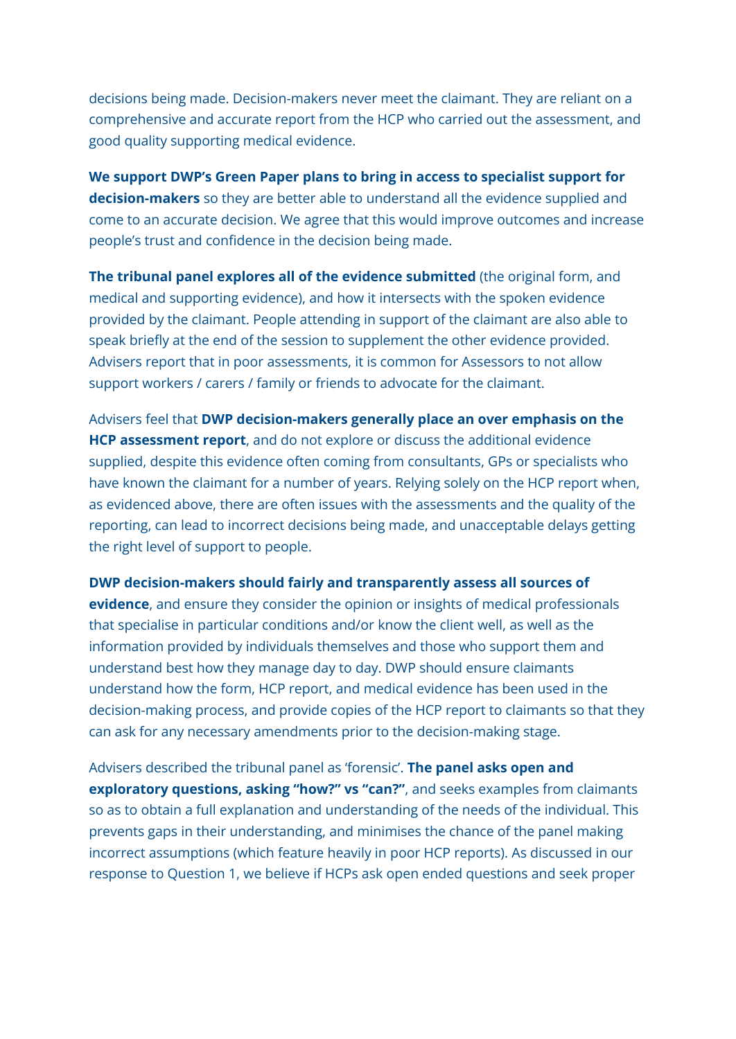decisions being made. Decision-makers never meet the claimant. They are reliant on a comprehensive and accurate report from the HCP who carried out the assessment, and good quality supporting medical evidence.

**We support DWP's Green Paper plans to bring in access to specialist support for decision-makers** so they are better able to understand all the evidence supplied and come to an accurate decision. We agree that this would improve outcomes and increase people's trust and confidence in the decision being made.

**The tribunal panel explores all of the evidence submitted** (the original form, and medical and supporting evidence), and how it intersects with the spoken evidence provided by the claimant. People attending in support of the claimant are also able to speak briefly at the end of the session to supplement the other evidence provided. Advisers report that in poor assessments, it is common for Assessors to not allow support workers / carers / family or friends to advocate for the claimant.

Advisers feel that **DWP decision-makers generally place an over emphasis on the HCP assessment report**, and do not explore or discuss the additional evidence supplied, despite this evidence often coming from consultants, GPs or specialists who have known the claimant for a number of years. Relying solely on the HCP report when, as evidenced above, there are often issues with the assessments and the quality of the reporting, can lead to incorrect decisions being made, and unacceptable delays getting the right level of support to people.

**DWP decision-makers should fairly and transparently assess all sources of evidence**, and ensure they consider the opinion or insights of medical professionals that specialise in particular conditions and/or know the client well, as well as the information provided by individuals themselves and those who support them and understand best how they manage day to day. DWP should ensure claimants understand how the form, HCP report, and medical evidence has been used in the decision-making process, and provide copies of the HCP report to claimants so that they can ask for any necessary amendments prior to the decision-making stage.

Advisers described the tribunal panel as 'forensic'. **The panel asks open and exploratory questions, asking "how?" vs "can?"**, and seeks examples from claimants so as to obtain a full explanation and understanding of the needs of the individual. This prevents gaps in their understanding, and minimises the chance of the panel making incorrect assumptions (which feature heavily in poor HCP reports). As discussed in our response to Question 1, we believe if HCPs ask open ended questions and seek proper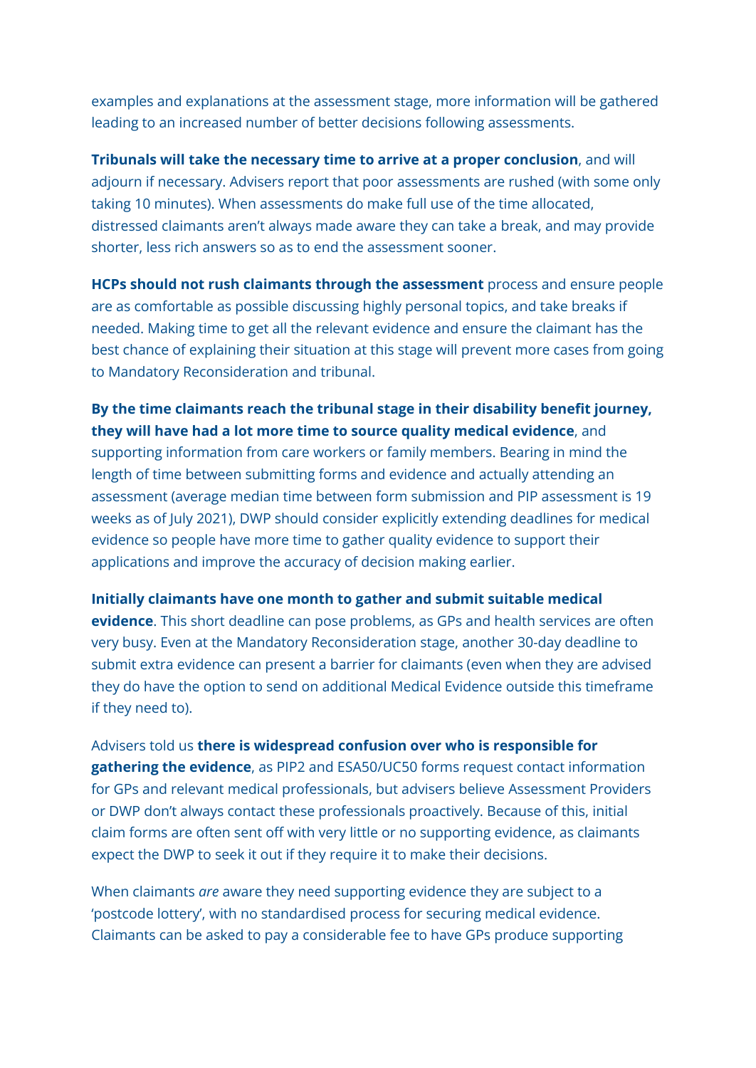examples and explanations at the assessment stage, more information will be gathered leading to an increased number of better decisions following assessments.

**Tribunals will take the necessary time to arrive at a proper conclusion**, and will adjourn if necessary. Advisers report that poor assessments are rushed (with some only taking 10 minutes). When assessments do make full use of the time allocated, distressed claimants aren't always made aware they can take a break, and may provide shorter, less rich answers so as to end the assessment sooner.

**HCPs should not rush claimants through the assessment** process and ensure people are as comfortable as possible discussing highly personal topics, and take breaks if needed. Making time to get all the relevant evidence and ensure the claimant has the best chance of explaining their situation at this stage will prevent more cases from going to Mandatory Reconsideration and tribunal.

**By the time claimants reach the tribunal stage in their disability benefit journey, they will have had a lot more time to source quality medical evidence**, and supporting information from care workers or family members. Bearing in mind the length of time between submitting forms and evidence and actually attending an assessment (average median time between form submission and PIP assessment is 19 weeks as of July 2021), DWP should consider explicitly extending deadlines for medical evidence so people have more time to gather quality evidence to support their applications and improve the accuracy of decision making earlier.

**Initially claimants have one month to gather and submit suitable medical evidence**. This short deadline can pose problems, as GPs and health services are often very busy. Even at the Mandatory Reconsideration stage, another 30-day deadline to submit extra evidence can present a barrier for claimants (even when they are advised they do have the option to send on additional Medical Evidence outside this timeframe if they need to).

Advisers told us **there is widespread confusion over who is responsible for gathering the evidence**, as PIP2 and ESA50/UC50 forms request contact information for GPs and relevant medical professionals, but advisers believe Assessment Providers or DWP don't always contact these professionals proactively. Because of this, initial claim forms are often sent off with very little or no supporting evidence, as claimants expect the DWP to seek it out if they require it to make their decisions.

When claimants *are* aware they need supporting evidence they are subject to a 'postcode lottery', with no standardised process for securing medical evidence. Claimants can be asked to pay a considerable fee to have GPs produce supporting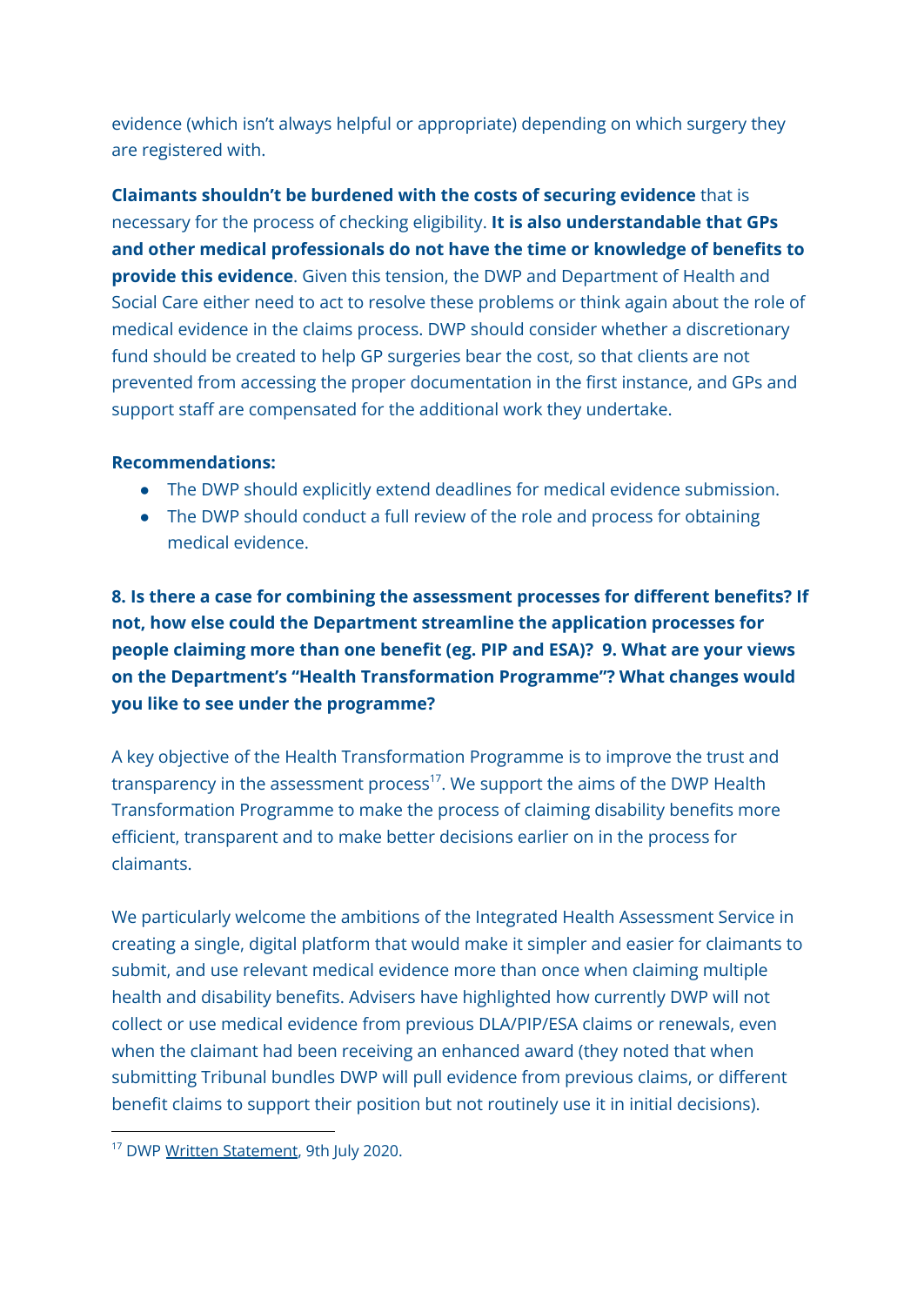evidence (which isn't always helpful or appropriate) depending on which surgery they are registered with.

**Claimants shouldn't be burdened with the costs of securing evidence** that is necessary for the process of checking eligibility. **It is also understandable that GPs and other medical professionals do not have the time or knowledge of benefits to provide this evidence**. Given this tension, the DWP and Department of Health and Social Care either need to act to resolve these problems or think again about the role of medical evidence in the claims process. DWP should consider whether a discretionary fund should be created to help GP surgeries bear the cost, so that clients are not prevented from accessing the proper documentation in the first instance, and GPs and support staff are compensated for the additional work they undertake.

**Recommendations:**

- The DWP should explicitly extend deadlines for medical evidence submission.
- The DWP should conduct a full review of the role and process for obtaining medical evidence.

**8. Is there a case for combining the assessment processes for different benefits? If not, how else could the Department streamline the application processes for people claiming more than one benefit (eg. PIP and ESA)? 9. What are your views on the Department's "Health Transformation Programme"? What changes would you like to see under the programme?**

A key objective of the Health Transformation Programme is to improve the trust and transparency in the assessment process[17]. We support the aims of the DWP Health Transformation Programme to make the process of claiming disability benefits more efficient, transparent and to make better decisions earlier on in the process for claimants.

We particularly welcome the ambitions of the Integrated Health Assessment Service in creating a single, digital platform that would make it simpler and easier for claimants to submit, and use relevant medical evidence more than once when claiming multiple health and disability benefits. Advisers have highlighted how currently DWP will not collect or use medical evidence from previous DLA/PIP/ESA claims or renewals, even when the claimant had been receiving an enhanced award (they noted that when submitting Tribunal bundles DWP will pull evidence from previous claims, or different benefit claims to support their position but not routinely use it in initial decisions).

[17] DWP Written Statement, 9th July 2020.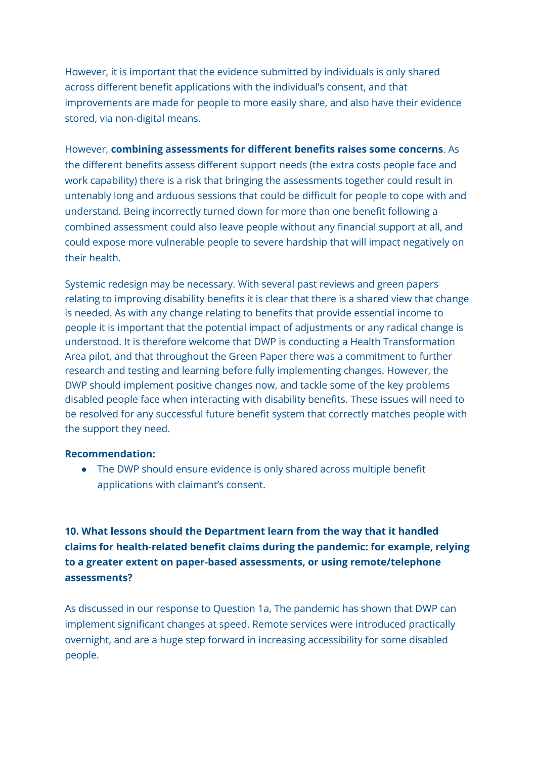However, it is important that the evidence submitted by individuals is only shared across different benefit applications with the individual's consent, and that improvements are made for people to more easily share, and also have their evidence stored, via non-digital means.

However, **combining assessments for different benefits raises some concerns**. As the different benefits assess different support needs (the extra costs people face and work capability) there is a risk that bringing the assessments together could result in untenably long and arduous sessions that could be difficult for people to cope with and understand. Being incorrectly turned down for more than one benefit following a combined assessment could also leave people without any financial support at all, and could expose more vulnerable people to severe hardship that will impact negatively on their health.

Systemic redesign may be necessary. With several past reviews and green papers relating to improving disability benefits it is clear that there is a shared view that change is needed. As with any change relating to benefits that provide essential income to people it is important that the potential impact of adjustments or any radical change is understood. It is therefore welcome that DWP is conducting a Health Transformation Area pilot, and that throughout the Green Paper there was a commitment to further research and testing and learning before fully implementing changes. However, the DWP should implement positive changes now, and tackle some of the key problems disabled people face when interacting with disability benefits. These issues will need to be resolved for any successful future benefit system that correctly matches people with the support they need.

**Recommendation:**

- The DWP should ensure evidence is only shared across multiple benefit applications with claimant's consent.

**10. What lessons should the Department learn from the way that it handled claims for health-related benefit claims during the pandemic: for example, relying to a greater extent on paper-based assessments, or using remote/telephone assessments?**

As discussed in our response to Question 1a, The pandemic has shown that DWP can implement significant changes at speed. Remote services were introduced practically overnight, and are a huge step forward in increasing accessibility for some disabled people.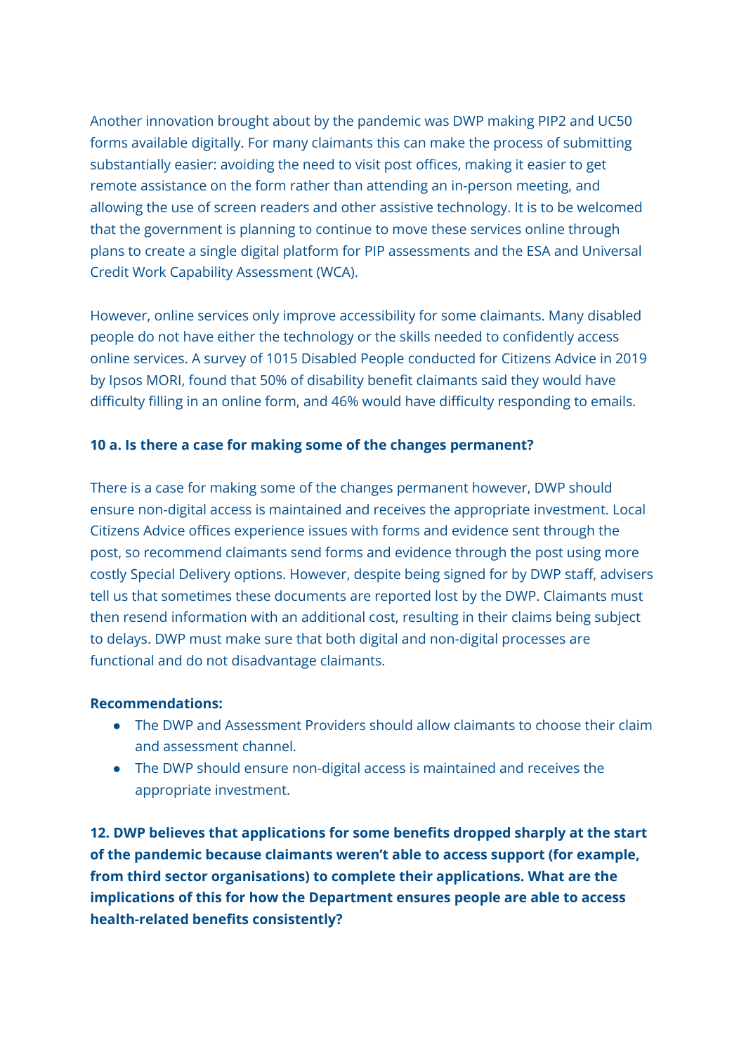Another innovation brought about by the pandemic was DWP making PIP2 and UC50 forms available digitally. For many claimants this can make the process of submitting substantially easier: avoiding the need to visit post offices, making it easier to get remote assistance on the form rather than attending an in-person meeting, and allowing the use of screen readers and other assistive technology. It is to be welcomed that the government is planning to continue to move these services online through plans to create a single digital platform for PIP assessments and the ESA and Universal Credit Work Capability Assessment (WCA).

However, online services only improve accessibility for some claimants. Many disabled people do not have either the technology or the skills needed to confidently access online services. A survey of 1015 Disabled People conducted for Citizens Advice in 2019 by Ipsos MORI, found that 50% of disability benefit claimants said they would have difficulty filling in an online form, and 46% would have difficulty responding to emails.

**10 a. Is there a case for making some of the changes permanent?**

There is a case for making some of the changes permanent however, DWP should ensure non-digital access is maintained and receives the appropriate investment. Local Citizens Advice offices experience issues with forms and evidence sent through the post, so recommend claimants send forms and evidence through the post using more costly Special Delivery options. However, despite being signed for by DWP staff, advisers tell us that sometimes these documents are reported lost by the DWP. Claimants must then resend information with an additional cost, resulting in their claims being subject to delays. DWP must make sure that both digital and non-digital processes are functional and do not disadvantage claimants.

**Recommendations:**

- The DWP and Assessment Providers should allow claimants to choose their claim and assessment channel.
- The DWP should ensure non-digital access is maintained and receives the appropriate investment.

**12. DWP believes that applications for some benefits dropped sharply at the start of the pandemic because claimants weren't able to access support (for example, from third sector organisations) to complete their applications. What are the implications of this for how the Department ensures people are able to access health-related benefits consistently?**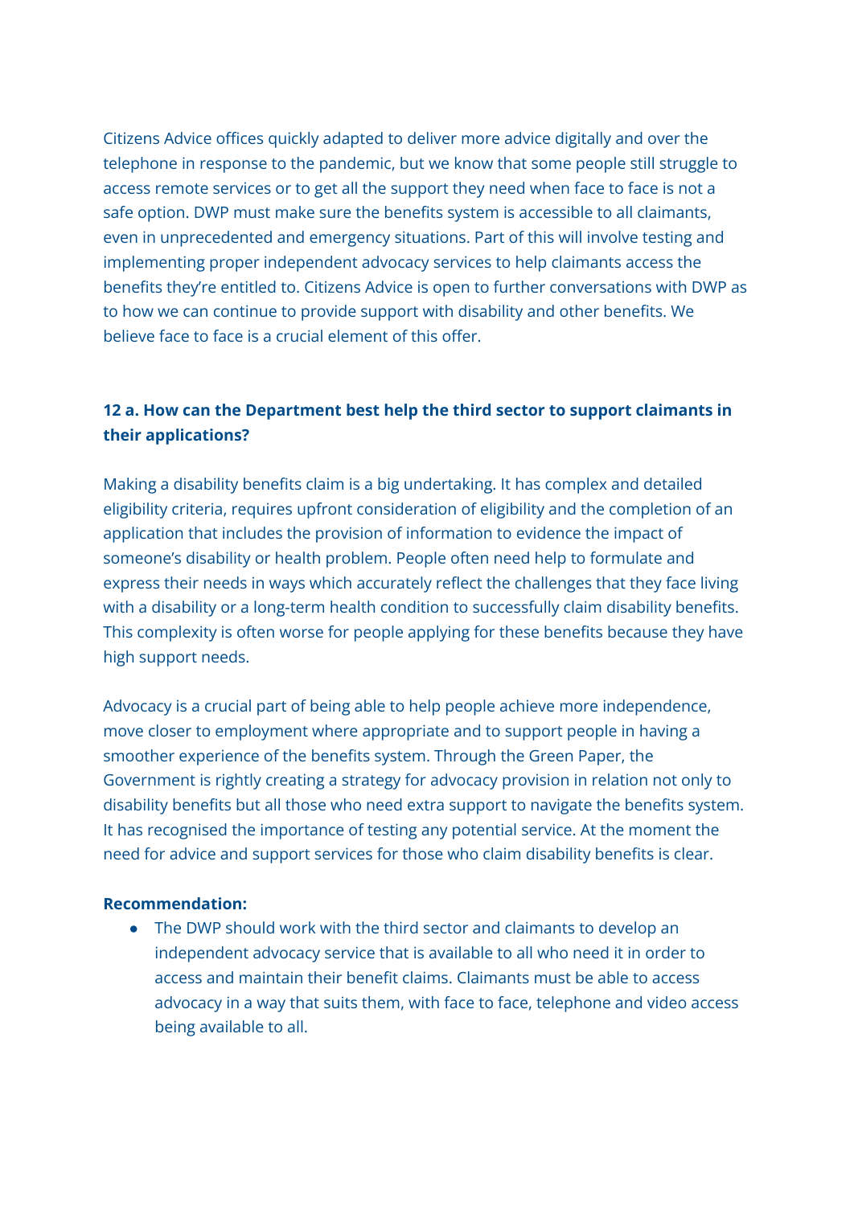Citizens Advice offices quickly adapted to deliver more advice digitally and over the telephone in response to the pandemic, but we know that some people still struggle to access remote services or to get all the support they need when face to face is not a safe option. DWP must make sure the benefits system is accessible to all claimants, even in unprecedented and emergency situations. Part of this will involve testing and implementing proper independent advocacy services to help claimants access the benefits they're entitled to. Citizens Advice is open to further conversations with DWP as to how we can continue to provide support with disability and other benefits. We believe face to face is a crucial element of this offer.

### 12 a. How can the Department best help the third sector to support claimants in their applications?

Making a disability benefits claim is a big undertaking. It has complex and detailed eligibility criteria, requires upfront consideration of eligibility and the completion of an application that includes the provision of information to evidence the impact of someone's disability or health problem. People often need help to formulate and express their needs in ways which accurately reflect the challenges that they face living with a disability or a long-term health condition to successfully claim disability benefits. This complexity is often worse for people applying for these benefits because they have high support needs.

Advocacy is a crucial part of being able to help people achieve more independence, move closer to employment where appropriate and to support people in having a smoother experience of the benefits system. Through the Green Paper, the Government is rightly creating a strategy for advocacy provision in relation not only to disability benefits but all those who need extra support to navigate the benefits system. It has recognised the importance of testing any potential service. At the moment the need for advice and support services for those who claim disability benefits is clear.

**Recommendation:**

- The DWP should work with the third sector and claimants to develop an independent advocacy service that is available to all who need it in order to access and maintain their benefit claims. Claimants must be able to access advocacy in a way that suits them, with face to face, telephone and video access being available to all.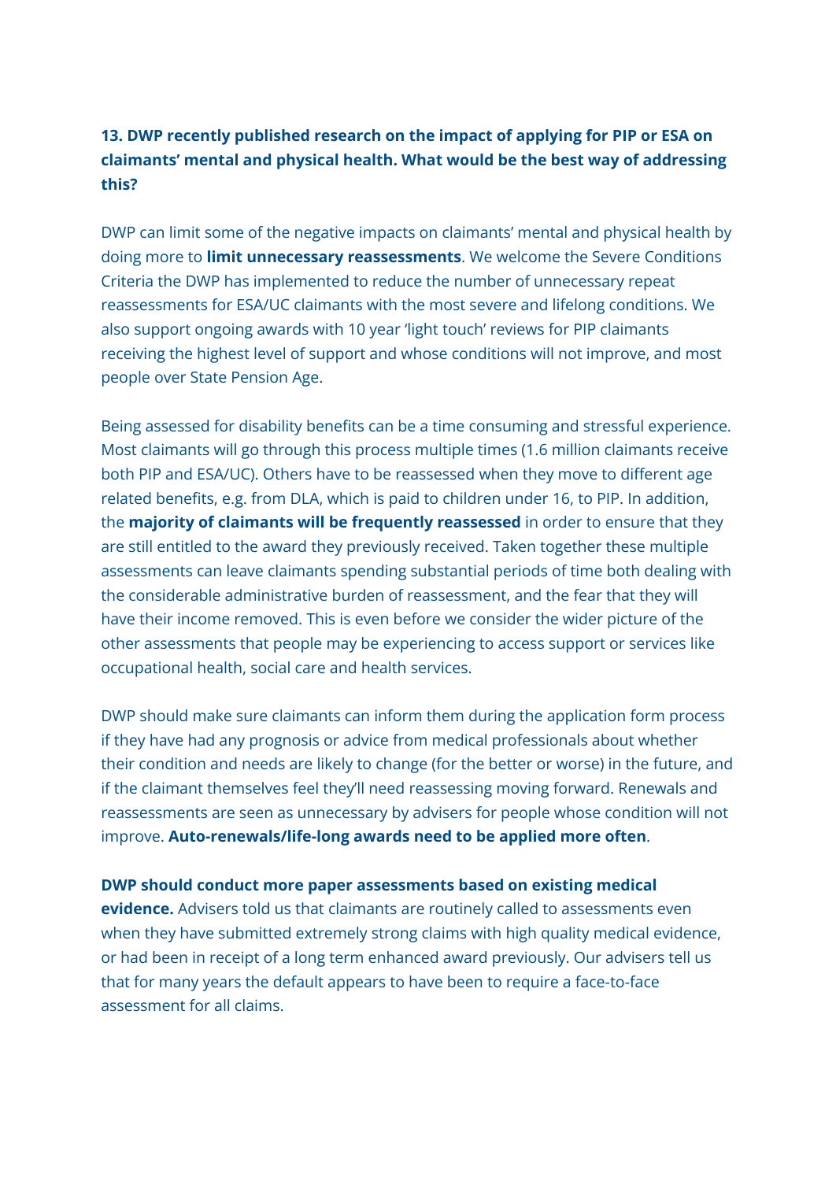**13. DWP recently published research on the impact of applying for PIP or ESA on claimants' mental and physical health. What would be the best way of addressing this?**

DWP can limit some of the negative impacts on claimants' mental and physical health by doing more to **limit unnecessary reassessments**. We welcome the Severe Conditions Criteria the DWP has implemented to reduce the number of unnecessary repeat reassessments for ESA/UC claimants with the most severe and lifelong conditions. We also support ongoing awards with 10 year 'light touch' reviews for PIP claimants receiving the highest level of support and whose conditions will not improve, and most people over State Pension Age.

Being assessed for disability benefits can be a time consuming and stressful experience. Most claimants will go through this process multiple times (1.6 million claimants receive both PIP and ESA/UC). Others have to be reassessed when they move to different age related benefits, e.g. from DLA, which is paid to children under 16, to PIP. In addition, the **majority of claimants will be frequently reassessed** in order to ensure that they are still entitled to the award they previously received. Taken together these multiple assessments can leave claimants spending substantial periods of time both dealing with the considerable administrative burden of reassessment, and the fear that they will have their income removed. This is even before we consider the wider picture of the other assessments that people may be experiencing to access support or services like occupational health, social care and health services.

DWP should make sure claimants can inform them during the application form process if they have had any prognosis or advice from medical professionals about whether their condition and needs are likely to change (for the better or worse) in the future, and if the claimant themselves feel they'll need reassessing moving forward. Renewals and reassessments are seen as unnecessary by advisers for people whose condition will not improve. **Auto-renewals/life-long awards need to be applied more often**.

**DWP should conduct more paper assessments based on existing medical evidence.** Advisers told us that claimants are routinely called to assessments even when they have submitted extremely strong claims with high quality medical evidence, or had been in receipt of a long term enhanced award previously. Our advisers tell us that for many years the default appears to have been to require a face-to-face assessment for all claims.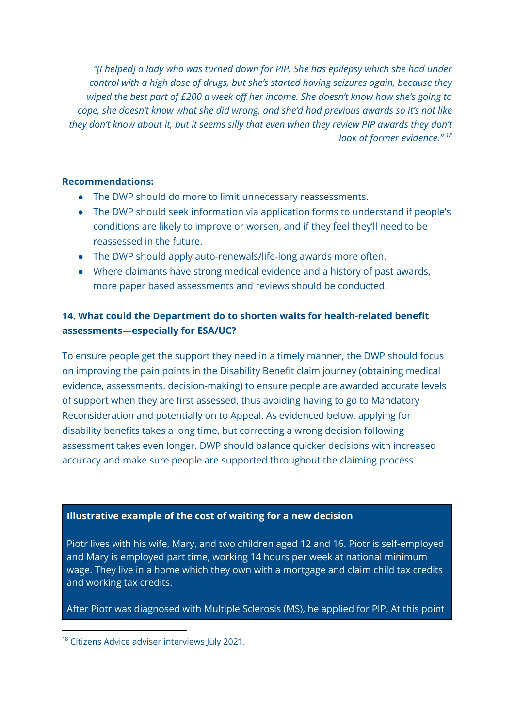*"[I helped] a lady who was turned down for PIP. She has epilepsy which she had under control with a high dose of drugs, but she's started having seizures again, because they wiped the best part of £200 a week off her income. She doesn't know how she's going to cope, she doesn't know what she did wrong, and she'd had previous awards so it's not like they don't know about it, but it seems silly that even when they review PIP awards they don't look at former evidence."* [18]

**Recommendations:**

- The DWP should do more to limit unnecessary reassessments.
- The DWP should seek information via application forms to understand if people's conditions are likely to improve or worsen, and if they feel they'll need to be reassessed in the future.
- The DWP should apply auto-renewals/life-long awards more often.
- Where claimants have strong medical evidence and a history of past awards, more paper based assessments and reviews should be conducted.

### 14. What could the Department do to shorten waits for health-related benefit assessments—especially for ESA/UC?

To ensure people get the support they need in a timely manner, the DWP should focus on improving the pain points in the Disability Benefit claim journey (obtaining medical evidence, assessments. decision-making) to ensure people are awarded accurate levels of support when they are first assessed, thus avoiding having to go to Mandatory Reconsideration and potentially on to Appeal. As evidenced below, applying for disability benefits takes a long time, but correcting a wrong decision following assessment takes even longer. DWP should balance quicker decisions with increased accuracy and make sure people are supported throughout the claiming process.

**Illustrative example of the cost of waiting for a new decision**

Piotr lives with his wife, Mary, and two children aged 12 and 16. Piotr is self-employed and Mary is employed part time, working 14 hours per week at national minimum wage. They live in a home which they own with a mortgage and claim child tax credits and working tax credits.

After Piotr was diagnosed with Multiple Sclerosis (MS), he applied for PIP. At this point

[18] Citizens Advice adviser interviews July 2021.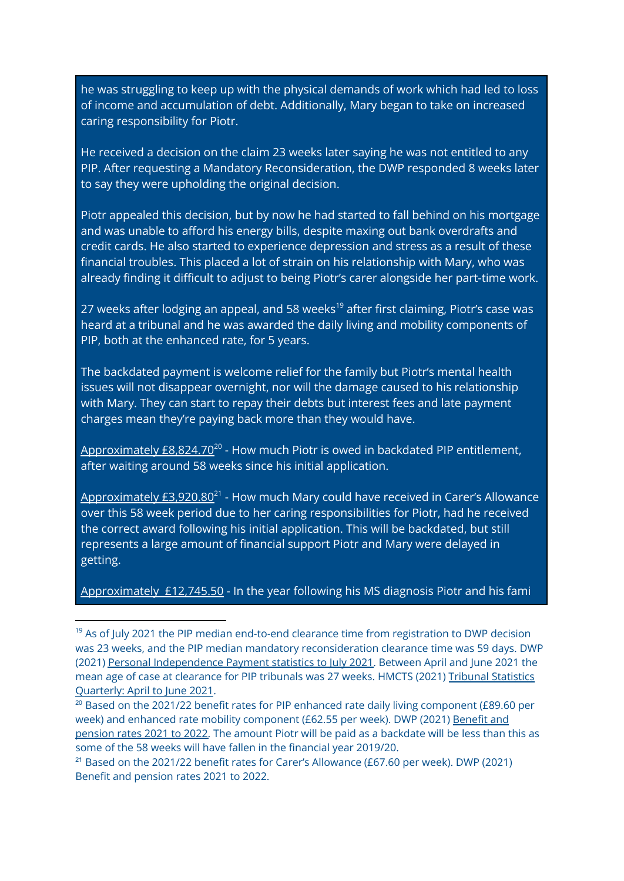he was struggling to keep up with the physical demands of work which had led to loss of income and accumulation of debt. Additionally, Mary began to take on increased caring responsibility for Piotr.

He received a decision on the claim 23 weeks later saying he was not entitled to any PIP. After requesting a Mandatory Reconsideration, the DWP responded 8 weeks later to say they were upholding the original decision.

Piotr appealed this decision, but by now he had started to fall behind on his mortgage and was unable to afford his energy bills, despite maxing out bank overdrafts and credit cards. He also started to experience depression and stress as a result of these financial troubles. This placed a lot of strain on his relationship with Mary, who was already finding it difficult to adjust to being Piotr's carer alongside her part-time work.

27 weeks after lodging an appeal, and 58 weeks[19] after first claiming, Piotr's case was heard at a tribunal and he was awarded the daily living and mobility components of PIP, both at the enhanced rate, for 5 years.

The backdated payment is welcome relief for the family but Piotr's mental health issues will not disappear overnight, nor will the damage caused to his relationship with Mary. They can start to repay their debts but interest fees and late payment charges mean they're paying back more than they would have.

Approximately £8,824.70[20] - How much Piotr is owed in backdated PIP entitlement, after waiting around 58 weeks since his initial application.

Approximately £3,920.80[21] - How much Mary could have received in Carer's Allowance over this 58 week period due to her caring responsibilities for Piotr, had he received the correct award following his initial application. This will be backdated, but still represents a large amount of financial support Piotr and Mary were delayed in getting.

Approximately £12,745.50 - In the year following his MS diagnosis Piotr and his fami

---

[19] As of July 2021 the PIP median end-to-end clearance time from registration to DWP decision was 23 weeks, and the PIP median mandatory reconsideration clearance time was 59 days. DWP (2021) Personal Independence Payment statistics to July 2021. Between April and June 2021 the mean age of case at clearance for PIP tribunals was 27 weeks. HMCTS (2021) Tribunal Statistics Quarterly: April to June 2021.

[20] Based on the 2021/22 benefit rates for PIP enhanced rate daily living component (£89.60 per week) and enhanced rate mobility component (£62.55 per week). DWP (2021) Benefit and pension rates 2021 to 2022. The amount Piotr will be paid as a backdate will be less than this as some of the 58 weeks will have fallen in the financial year 2019/20.

[21] Based on the 2021/22 benefit rates for Carer's Allowance (£67.60 per week). DWP (2021) Benefit and pension rates 2021 to 2022.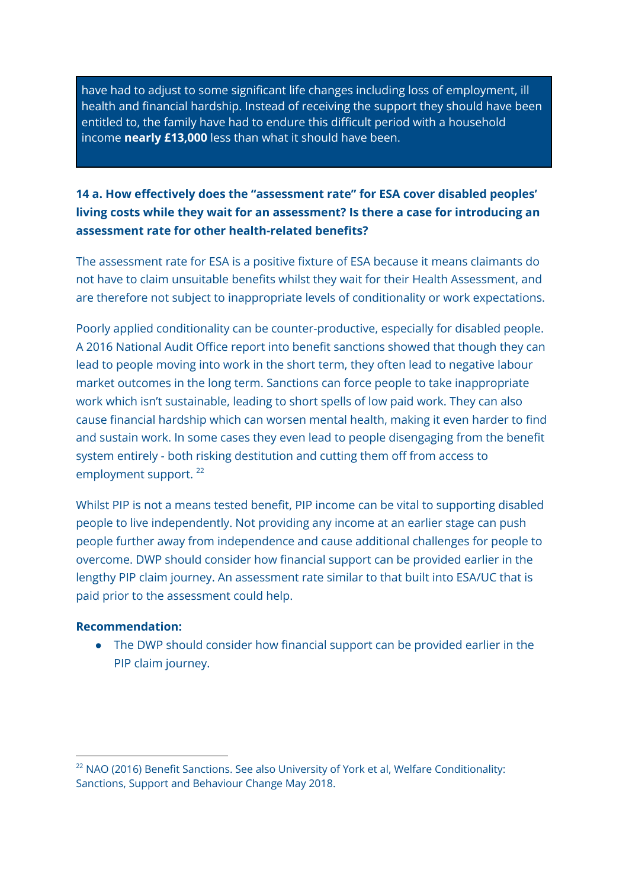have had to adjust to some significant life changes including loss of employment, ill health and financial hardship. Instead of receiving the support they should have been entitled to, the family have had to endure this difficult period with a household income **nearly £13,000** less than what it should have been.

### 14 a. How effectively does the "assessment rate" for ESA cover disabled peoples' living costs while they wait for an assessment? Is there a case for introducing an assessment rate for other health-related benefits?

The assessment rate for ESA is a positive fixture of ESA because it means claimants do not have to claim unsuitable benefits whilst they wait for their Health Assessment, and are therefore not subject to inappropriate levels of conditionality or work expectations.

Poorly applied conditionality can be counter-productive, especially for disabled people. A 2016 National Audit Office report into benefit sanctions showed that though they can lead to people moving into work in the short term, they often lead to negative labour market outcomes in the long term. Sanctions can force people to take inappropriate work which isn't sustainable, leading to short spells of low paid work. They can also cause financial hardship which can worsen mental health, making it even harder to find and sustain work. In some cases they even lead to people disengaging from the benefit system entirely - both risking destitution and cutting them off from access to employment support. [22]

Whilst PIP is not a means tested benefit, PIP income can be vital to supporting disabled people to live independently. Not providing any income at an earlier stage can push people further away from independence and cause additional challenges for people to overcome. DWP should consider how financial support can be provided earlier in the lengthy PIP claim journey. An assessment rate similar to that built into ESA/UC that is paid prior to the assessment could help.

**Recommendation:**

- The DWP should consider how financial support can be provided earlier in the PIP claim journey.

[22] NAO (2016) Benefit Sanctions. See also University of York et al, Welfare Conditionality: Sanctions, Support and Behaviour Change May 2018.